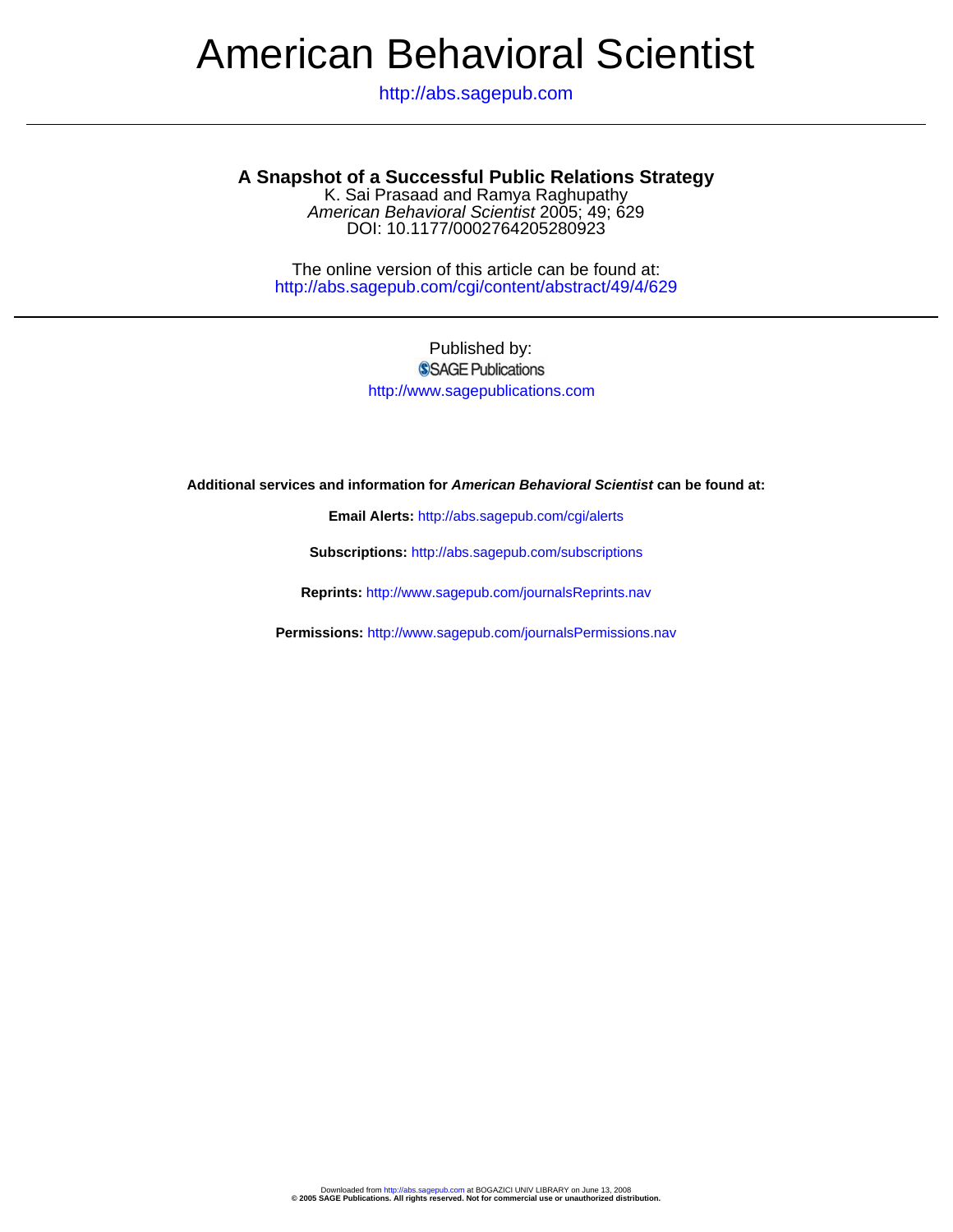# American Behavioral Scientist

http://abs.sagepub.com

## A Snapshot of a Successful Public Relations Strategy

K. Sai Prasaad and Ramya Raghupathy
*American Behavioral Scientist* 2005; 49; 629
DOI: 10.1177/0002764205280923

The online version of this article can be found at:
http://abs.sagepub.com/cgi/content/abstract/49/4/629

Published by:
SAGE Publications
http://www.sagepublications.com

**Additional services and information for *American Behavioral Scientist* can be found at:**

**Email Alerts:** http://abs.sagepub.com/cgi/alerts

**Subscriptions:** http://abs.sagepub.com/subscriptions

**Reprints:** http://www.sagepub.com/journalsReprints.nav

**Permissions:** http://www.sagepub.com/journalsPermissions.nav

Downloaded from http://abs.sagepub.com at BOGAZICI UNIV LIBRARY on June 13, 2008
**© 2005 SAGE Publications. All rights reserved. Not for commercial use or unauthorized distribution.**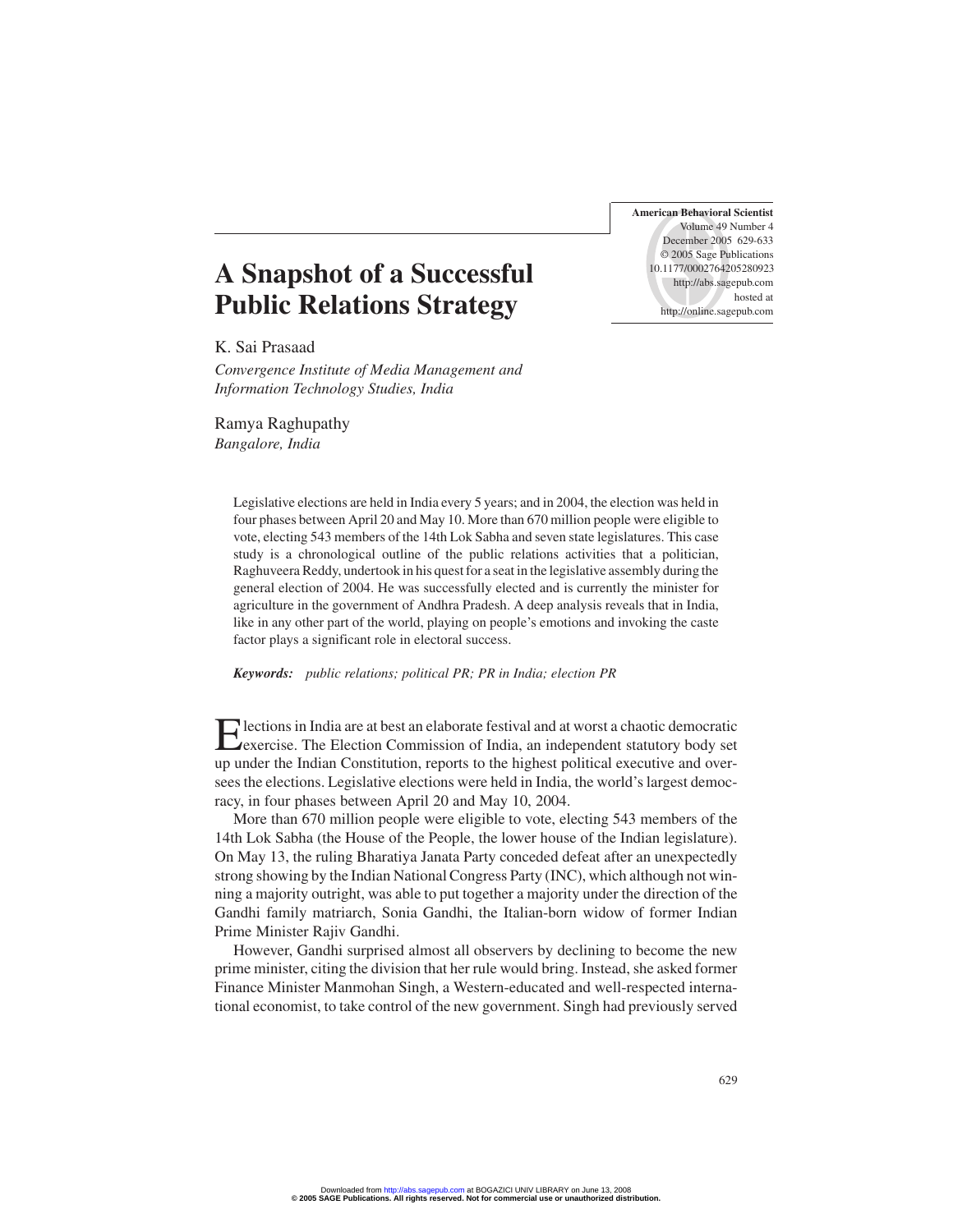# A Snapshot of a Successful Public Relations Strategy

K. Sai Prasaad
*Convergence Institute of Media Management and Information Technology Studies, India*

Ramya Raghupathy
*Bangalore, India*

Legislative elections are held in India every 5 years; and in 2004, the election was held in four phases between April 20 and May 10. More than 670 million people were eligible to vote, electing 543 members of the 14th Lok Sabha and seven state legislatures. This case study is a chronological outline of the public relations activities that a politician, Raghuveera Reddy, undertook in his quest for a seat in the legislative assembly during the general election of 2004. He was successfully elected and is currently the minister for agriculture in the government of Andhra Pradesh. A deep analysis reveals that in India, like in any other part of the world, playing on people's emotions and invoking the caste factor plays a significant role in electoral success.

***Keywords:*** *public relations; political PR; PR in India; election PR*

Elections in India are at best an elaborate festival and at worst a chaotic democratic exercise. The Election Commission of India, an independent statutory body set up under the Indian Constitution, reports to the highest political executive and oversees the elections. Legislative elections were held in India, the world's largest democracy, in four phases between April 20 and May 10, 2004.

More than 670 million people were eligible to vote, electing 543 members of the 14th Lok Sabha (the House of the People, the lower house of the Indian legislature). On May 13, the ruling Bharatiya Janata Party conceded defeat after an unexpectedly strong showing by the Indian National Congress Party (INC), which although not winning a majority outright, was able to put together a majority under the direction of the Gandhi family matriarch, Sonia Gandhi, the Italian-born widow of former Indian Prime Minister Rajiv Gandhi.

However, Gandhi surprised almost all observers by declining to become the new prime minister, citing the division that her rule would bring. Instead, she asked former Finance Minister Manmohan Singh, a Western-educated and well-respected international economist, to take control of the new government. Singh had previously served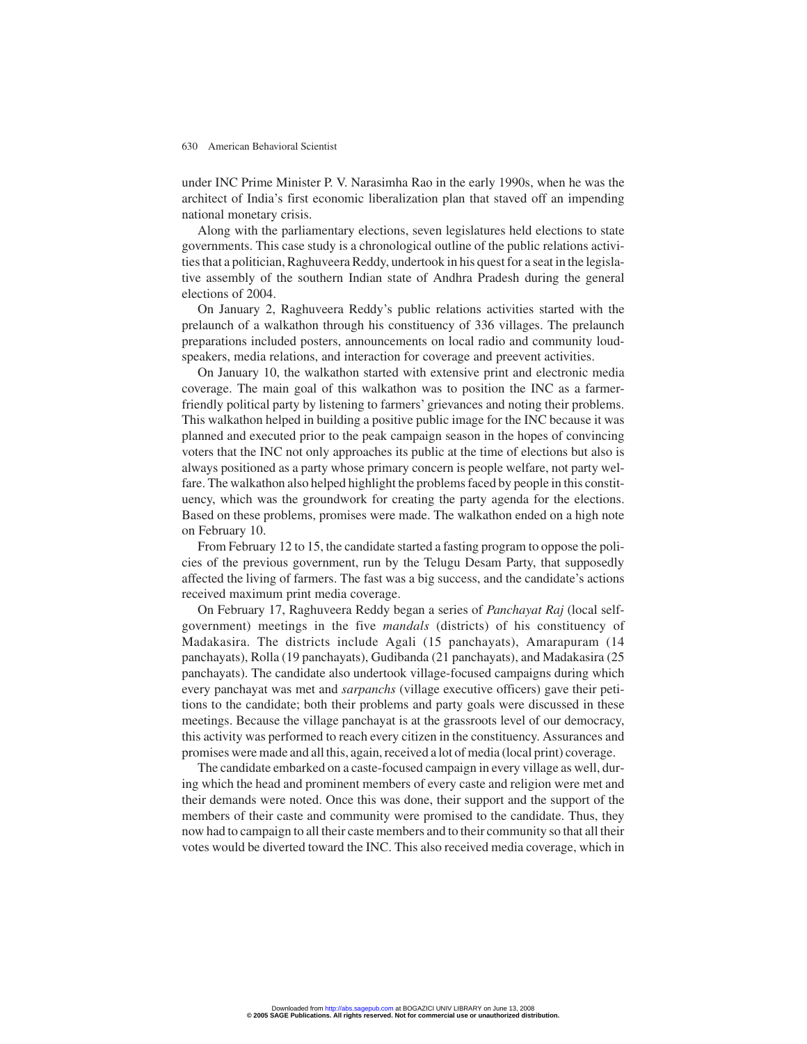under INC Prime Minister P. V. Narasimha Rao in the early 1990s, when he was the architect of India's first economic liberalization plan that staved off an impending national monetary crisis.

Along with the parliamentary elections, seven legislatures held elections to state governments. This case study is a chronological outline of the public relations activities that a politician, Raghuveera Reddy, undertook in his quest for a seat in the legislative assembly of the southern Indian state of Andhra Pradesh during the general elections of 2004.

On January 2, Raghuveera Reddy's public relations activities started with the prelaunch of a walkathon through his constituency of 336 villages. The prelaunch preparations included posters, announcements on local radio and community loudspeakers, media relations, and interaction for coverage and preevent activities.

On January 10, the walkathon started with extensive print and electronic media coverage. The main goal of this walkathon was to position the INC as a farmer-friendly political party by listening to farmers' grievances and noting their problems. This walkathon helped in building a positive public image for the INC because it was planned and executed prior to the peak campaign season in the hopes of convincing voters that the INC not only approaches its public at the time of elections but also is always positioned as a party whose primary concern is people welfare, not party welfare. The walkathon also helped highlight the problems faced by people in this constituency, which was the groundwork for creating the party agenda for the elections. Based on these problems, promises were made. The walkathon ended on a high note on February 10.

From February 12 to 15, the candidate started a fasting program to oppose the policies of the previous government, run by the Telugu Desam Party, that supposedly affected the living of farmers. The fast was a big success, and the candidate's actions received maximum print media coverage.

On February 17, Raghuveera Reddy began a series of *Panchayat Raj* (local self-government) meetings in the five *mandals* (districts) of his constituency of Madakasira. The districts include Agali (15 panchayats), Amarapuram (14 panchayats), Rolla (19 panchayats), Gudibanda (21 panchayats), and Madakasira (25 panchayats). The candidate also undertook village-focused campaigns during which every panchayat was met and *sarpanchs* (village executive officers) gave their petitions to the candidate; both their problems and party goals were discussed in these meetings. Because the village panchayat is at the grassroots level of our democracy, this activity was performed to reach every citizen in the constituency. Assurances and promises were made and all this, again, received a lot of media (local print) coverage.

The candidate embarked on a caste-focused campaign in every village as well, during which the head and prominent members of every caste and religion were met and their demands were noted. Once this was done, their support and the support of the members of their caste and community were promised to the candidate. Thus, they now had to campaign to all their caste members and to their community so that all their votes would be diverted toward the INC. This also received media coverage, which in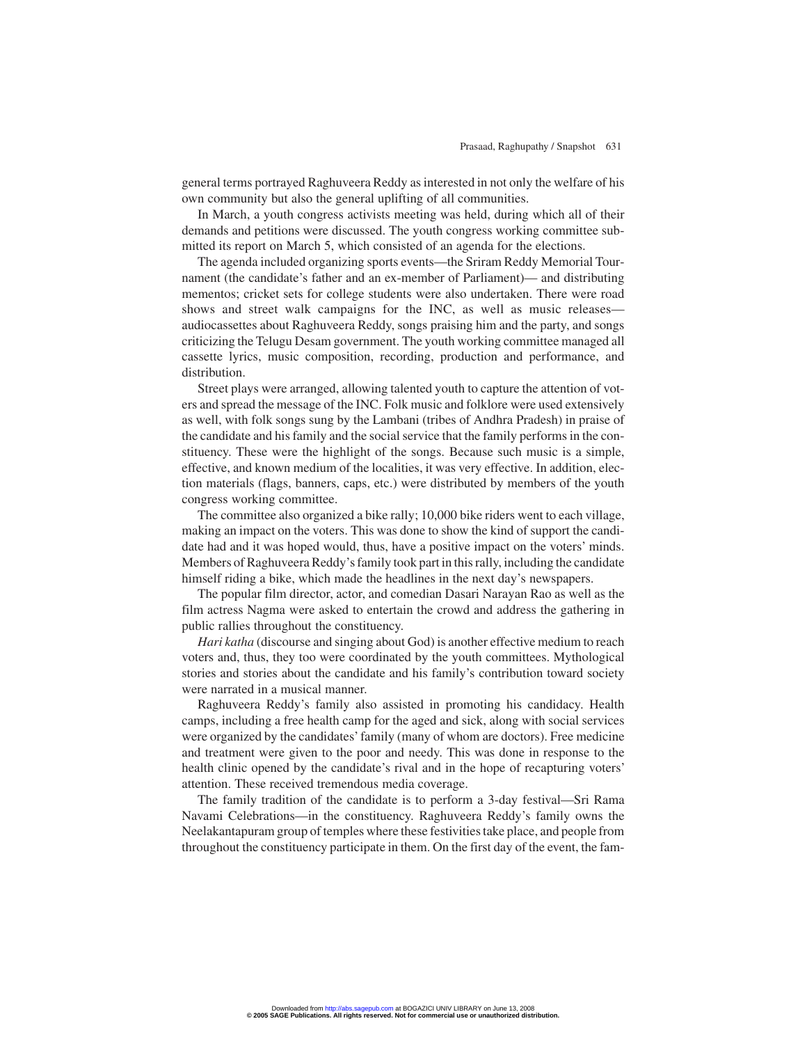general terms portrayed Raghuveera Reddy as interested in not only the welfare of his own community but also the general uplifting of all communities.

In March, a youth congress activists meeting was held, during which all of their demands and petitions were discussed. The youth congress working committee submitted its report on March 5, which consisted of an agenda for the elections.

The agenda included organizing sports events—the Sriram Reddy Memorial Tournament (the candidate's father and an ex-member of Parliament)— and distributing mementos; cricket sets for college students were also undertaken. There were road shows and street walk campaigns for the INC, as well as music releases—audiocassettes about Raghuveera Reddy, songs praising him and the party, and songs criticizing the Telugu Desam government. The youth working committee managed all cassette lyrics, music composition, recording, production and performance, and distribution.

Street plays were arranged, allowing talented youth to capture the attention of voters and spread the message of the INC. Folk music and folklore were used extensively as well, with folk songs sung by the Lambani (tribes of Andhra Pradesh) in praise of the candidate and his family and the social service that the family performs in the constituency. These were the highlight of the songs. Because such music is a simple, effective, and known medium of the localities, it was very effective. In addition, election materials (flags, banners, caps, etc.) were distributed by members of the youth congress working committee.

The committee also organized a bike rally; 10,000 bike riders went to each village, making an impact on the voters. This was done to show the kind of support the candidate had and it was hoped would, thus, have a positive impact on the voters' minds. Members of Raghuveera Reddy's family took part in this rally, including the candidate himself riding a bike, which made the headlines in the next day's newspapers.

The popular film director, actor, and comedian Dasari Narayan Rao as well as the film actress Nagma were asked to entertain the crowd and address the gathering in public rallies throughout the constituency.

*Hari katha* (discourse and singing about God) is another effective medium to reach voters and, thus, they too were coordinated by the youth committees. Mythological stories and stories about the candidate and his family's contribution toward society were narrated in a musical manner.

Raghuveera Reddy's family also assisted in promoting his candidacy. Health camps, including a free health camp for the aged and sick, along with social services were organized by the candidates' family (many of whom are doctors). Free medicine and treatment were given to the poor and needy. This was done in response to the health clinic opened by the candidate's rival and in the hope of recapturing voters' attention. These received tremendous media coverage.

The family tradition of the candidate is to perform a 3-day festival—Sri Rama Navami Celebrations—in the constituency. Raghuveera Reddy's family owns the Neelakantapuram group of temples where these festivities take place, and people from throughout the constituency participate in them. On the first day of the event, the fam-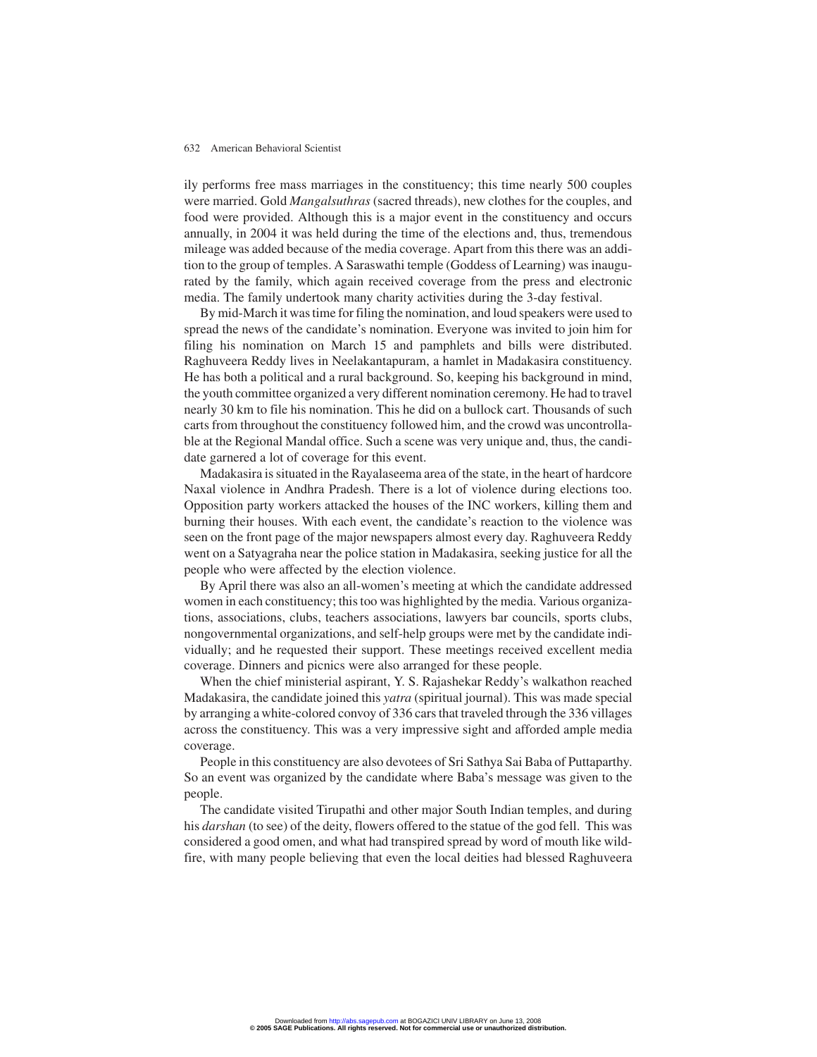ily performs free mass marriages in the constituency; this time nearly 500 couples were married. Gold *Mangalsuthras* (sacred threads), new clothes for the couples, and food were provided. Although this is a major event in the constituency and occurs annually, in 2004 it was held during the time of the elections and, thus, tremendous mileage was added because of the media coverage. Apart from this there was an addition to the group of temples. A Saraswathi temple (Goddess of Learning) was inaugurated by the family, which again received coverage from the press and electronic media. The family undertook many charity activities during the 3-day festival.

By mid-March it was time for filing the nomination, and loud speakers were used to spread the news of the candidate's nomination. Everyone was invited to join him for filing his nomination on March 15 and pamphlets and bills were distributed. Raghuveera Reddy lives in Neelakantapuram, a hamlet in Madakasira constituency. He has both a political and a rural background. So, keeping his background in mind, the youth committee organized a very different nomination ceremony. He had to travel nearly 30 km to file his nomination. This he did on a bullock cart. Thousands of such carts from throughout the constituency followed him, and the crowd was uncontrollable at the Regional Mandal office. Such a scene was very unique and, thus, the candidate garnered a lot of coverage for this event.

Madakasira is situated in the Rayalaseema area of the state, in the heart of hardcore Naxal violence in Andhra Pradesh. There is a lot of violence during elections too. Opposition party workers attacked the houses of the INC workers, killing them and burning their houses. With each event, the candidate's reaction to the violence was seen on the front page of the major newspapers almost every day. Raghuveera Reddy went on a Satyagraha near the police station in Madakasira, seeking justice for all the people who were affected by the election violence.

By April there was also an all-women's meeting at which the candidate addressed women in each constituency; this too was highlighted by the media. Various organizations, associations, clubs, teachers associations, lawyers bar councils, sports clubs, nongovernmental organizations, and self-help groups were met by the candidate individually; and he requested their support. These meetings received excellent media coverage. Dinners and picnics were also arranged for these people.

When the chief ministerial aspirant, Y. S. Rajashekar Reddy's walkathon reached Madakasira, the candidate joined this *yatra* (spiritual journal). This was made special by arranging a white-colored convoy of 336 cars that traveled through the 336 villages across the constituency. This was a very impressive sight and afforded ample media coverage.

People in this constituency are also devotees of Sri Sathya Sai Baba of Puttaparthy. So an event was organized by the candidate where Baba's message was given to the people.

The candidate visited Tirupathi and other major South Indian temples, and during his *darshan* (to see) of the deity, flowers offered to the statue of the god fell. This was considered a good omen, and what had transpired spread by word of mouth like wildfire, with many people believing that even the local deities had blessed Raghuveera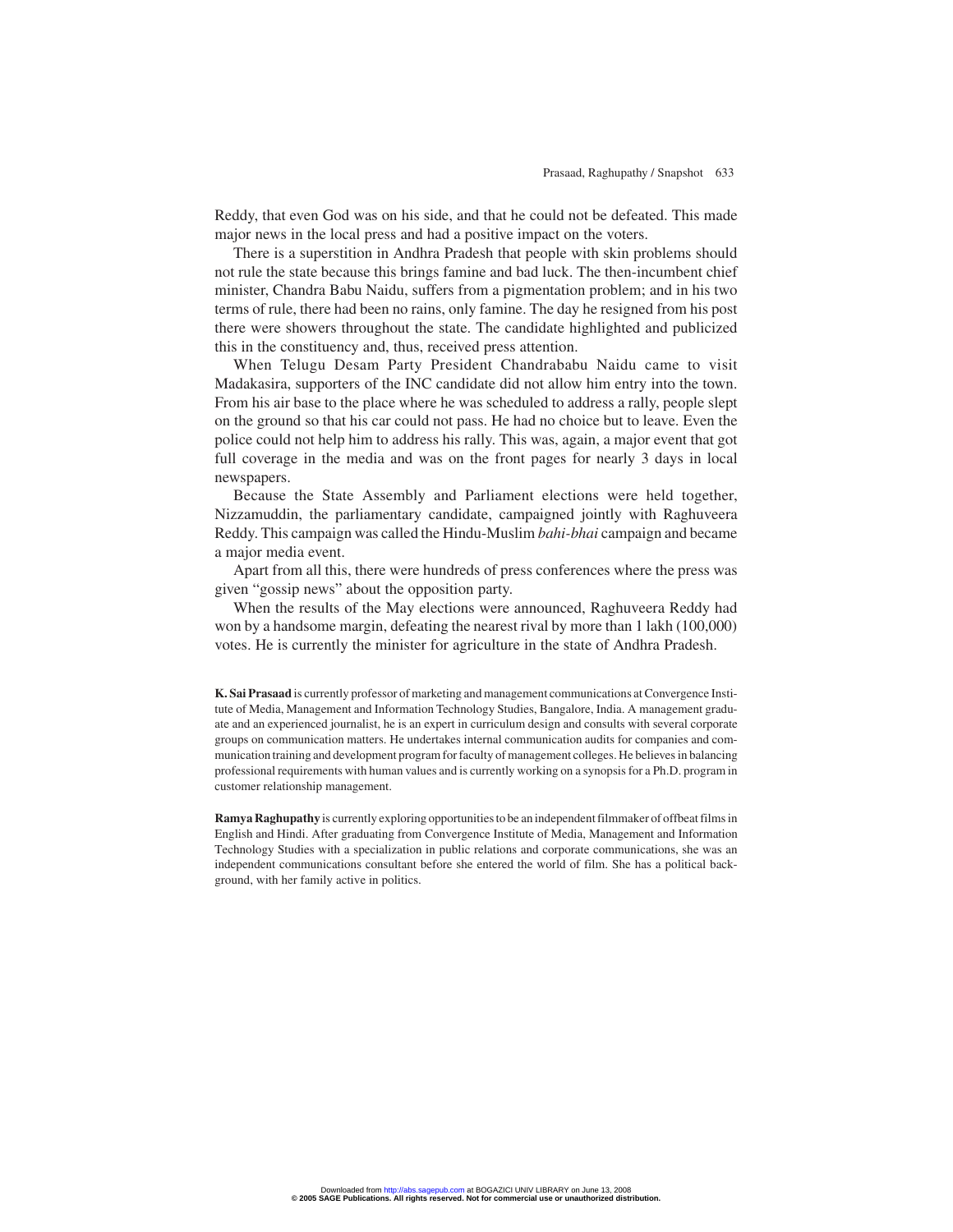Reddy, that even God was on his side, and that he could not be defeated. This made major news in the local press and had a positive impact on the voters.

There is a superstition in Andhra Pradesh that people with skin problems should not rule the state because this brings famine and bad luck. The then-incumbent chief minister, Chandra Babu Naidu, suffers from a pigmentation problem; and in his two terms of rule, there had been no rains, only famine. The day he resigned from his post there were showers throughout the state. The candidate highlighted and publicized this in the constituency and, thus, received press attention.

When Telugu Desam Party President Chandrababu Naidu came to visit Madakasira, supporters of the INC candidate did not allow him entry into the town. From his air base to the place where he was scheduled to address a rally, people slept on the ground so that his car could not pass. He had no choice but to leave. Even the police could not help him to address his rally. This was, again, a major event that got full coverage in the media and was on the front pages for nearly 3 days in local newspapers.

Because the State Assembly and Parliament elections were held together, Nizzamuddin, the parliamentary candidate, campaigned jointly with Raghuveera Reddy. This campaign was called the Hindu-Muslim *bahi-bhai* campaign and became a major media event.

Apart from all this, there were hundreds of press conferences where the press was given "gossip news" about the opposition party.

When the results of the May elections were announced, Raghuveera Reddy had won by a handsome margin, defeating the nearest rival by more than 1 lakh (100,000) votes. He is currently the minister for agriculture in the state of Andhra Pradesh.

**K. Sai Prasaad** is currently professor of marketing and management communications at Convergence Institute of Media, Management and Information Technology Studies, Bangalore, India. A management graduate and an experienced journalist, he is an expert in curriculum design and consults with several corporate groups on communication matters. He undertakes internal communication audits for companies and communication training and development program for faculty of management colleges. He believes in balancing professional requirements with human values and is currently working on a synopsis for a Ph.D. program in customer relationship management.

**Ramya Raghupathy** is currently exploring opportunities to be an independent filmmaker of offbeat films in English and Hindi. After graduating from Convergence Institute of Media, Management and Information Technology Studies with a specialization in public relations and corporate communications, she was an independent communications consultant before she entered the world of film. She has a political background, with her family active in politics.